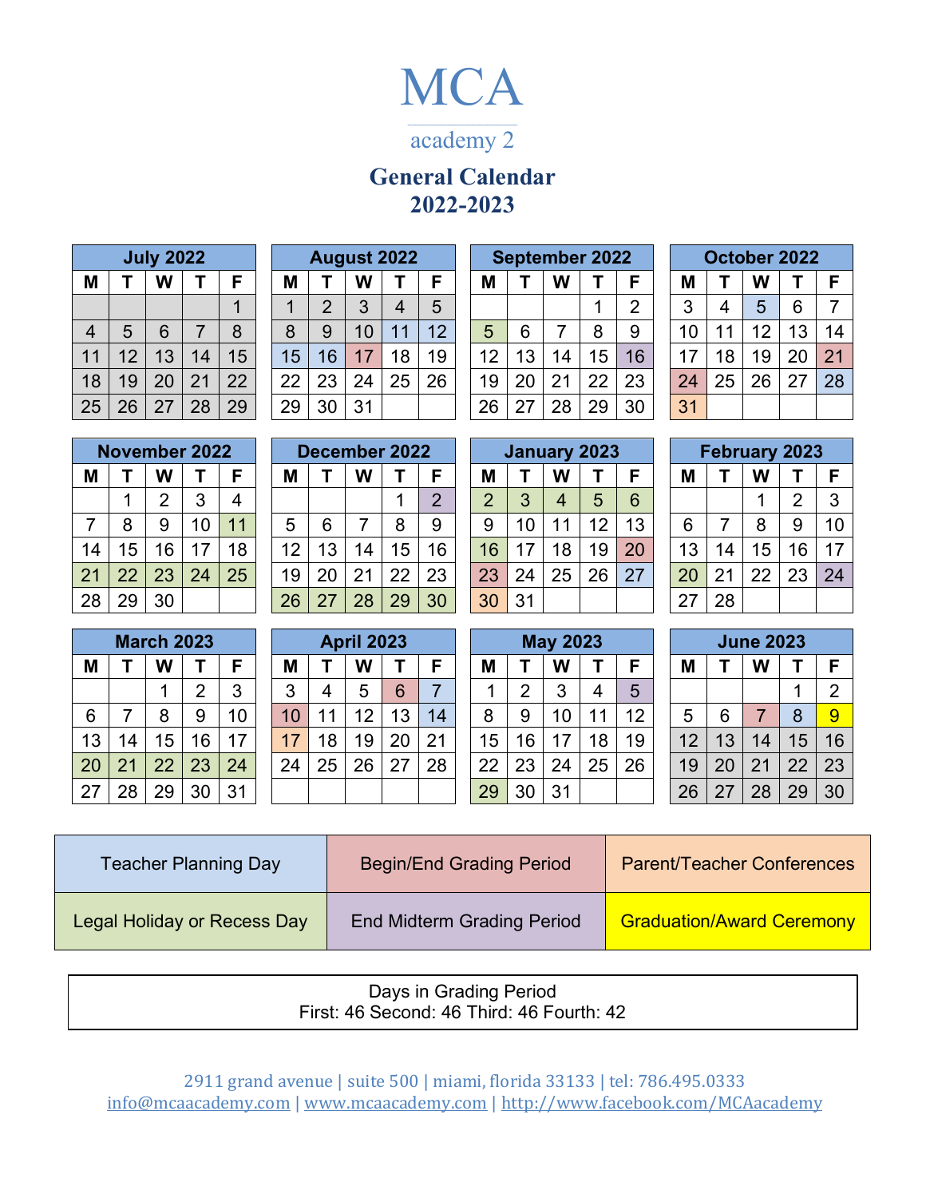# MCA

academy 2

## General Calendar
## 2022-2023

### July 2022

| M | T | W | T | F |
|---|---|---|---|---|
| | | | | 1 |
| 4 | 5 | 6 | 7 | 8 |
| 11 | 12 | 13 | 14 | 15 |
| 18 | 19 | 20 | 21 | 22 |
| 25 | 26 | 27 | 28 | 29 |

### August 2022

| M | T | W | T | F |
|---|---|---|---|---|
| 1 | 2 | 3 | 4 | 5 |
| 8 | 9 | 10 | 11 | 12 |
| 15 | 16 | 17 | 18 | 19 |
| 22 | 23 | 24 | 25 | 26 |
| 29 | 30 | 31 | | |

### September 2022

| M | T | W | T | F |
|---|---|---|---|---|
| | | | 1 | 2 |
| 5 | 6 | 7 | 8 | 9 |
| 12 | 13 | 14 | 15 | 16 |
| 19 | 20 | 21 | 22 | 23 |
| 26 | 27 | 28 | 29 | 30 |

### October 2022

| M | T | W | T | F |
|---|---|---|---|---|
| 3 | 4 | 5 | 6 | 7 |
| 10 | 11 | 12 | 13 | 14 |
| 17 | 18 | 19 | 20 | 21 |
| 24 | 25 | 26 | 27 | 28 |
| 31 | | | | |

### November 2022

| M | T | W | T | F |
|---|---|---|---|---|
| | 1 | 2 | 3 | 4 |
| 7 | 8 | 9 | 10 | 11 |
| 14 | 15 | 16 | 17 | 18 |
| 21 | 22 | 23 | 24 | 25 |
| 28 | 29 | 30 | | |

### December 2022

| M | T | W | T | F |
|---|---|---|---|---|
| | | | 1 | 2 |
| 5 | 6 | 7 | 8 | 9 |
| 12 | 13 | 14 | 15 | 16 |
| 19 | 20 | 21 | 22 | 23 |
| 26 | 27 | 28 | 29 | 30 |

### January 2023

| M | T | W | T | F |
|---|---|---|---|---|
| 2 | 3 | 4 | 5 | 6 |
| 9 | 10 | 11 | 12 | 13 |
| 16 | 17 | 18 | 19 | 20 |
| 23 | 24 | 25 | 26 | 27 |
| 30 | 31 | | | |

### February 2023

| M | T | W | T | F |
|---|---|---|---|---|
| | | 1 | 2 | 3 |
| 6 | 7 | 8 | 9 | 10 |
| 13 | 14 | 15 | 16 | 17 |
| 20 | 21 | 22 | 23 | 24 |
| 27 | 28 | | | |

### March 2023

| M | T | W | T | F |
|---|---|---|---|---|
| | | 1 | 2 | 3 |
| 6 | 7 | 8 | 9 | 10 |
| 13 | 14 | 15 | 16 | 17 |
| 20 | 21 | 22 | 23 | 24 |
| 27 | 28 | 29 | 30 | 31 |

### April 2023

| M | T | W | T | F |
|---|---|---|---|---|
| 3 | 4 | 5 | 6 | 7 |
| 10 | 11 | 12 | 13 | 14 |
| 17 | 18 | 19 | 20 | 21 |
| 24 | 25 | 26 | 27 | 28 |

### May 2023

| M | T | W | T | F |
|---|---|---|---|---|
| 1 | 2 | 3 | 4 | 5 |
| 8 | 9 | 10 | 11 | 12 |
| 15 | 16 | 17 | 18 | 19 |
| 22 | 23 | 24 | 25 | 26 |
| 29 | 30 | 31 | | |

### June 2023

| M | T | W | T | F |
|---|---|---|---|---|
| | | | 1 | 2 |
| 5 | 6 | 7 | 8 | 9 |
| 12 | 13 | 14 | 15 | 16 |
| 19 | 20 | 21 | 22 | 23 |
| 26 | 27 | 28 | 29 | 30 |

| | | |
|---|---|---|
| Teacher Planning Day | Begin/End Grading Period | Parent/Teacher Conferences |
| Legal Holiday or Recess Day | End Midterm Grading Period | Graduation/Award Ceremony |

Days in Grading Period
First: 46 Second: 46 Third: 46 Fourth: 42

2911 grand avenue | suite 500 | miami, florida 33133 | tel: 786.495.0333
info@mcaacademy.com | www.mcaacademy.com | http://www.facebook.com/MCAacademy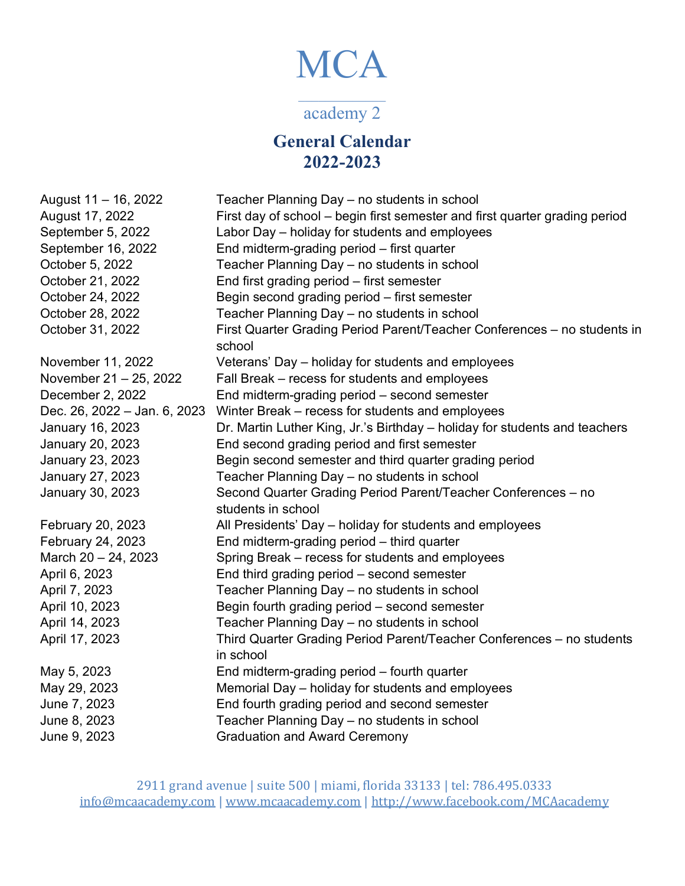# MCA

academy 2

## General Calendar 2022-2023

| | |
|---|---|
| August 11 – 16, 2022 | Teacher Planning Day – no students in school |
| August 17, 2022 | First day of school – begin first semester and first quarter grading period |
| September 5, 2022 | Labor Day – holiday for students and employees |
| September 16, 2022 | End midterm-grading period – first quarter |
| October 5, 2022 | Teacher Planning Day – no students in school |
| October 21, 2022 | End first grading period – first semester |
| October 24, 2022 | Begin second grading period – first semester |
| October 28, 2022 | Teacher Planning Day – no students in school |
| October 31, 2022 | First Quarter Grading Period Parent/Teacher Conferences – no students in school |
| November 11, 2022 | Veterans' Day – holiday for students and employees |
| November 21 – 25, 2022 | Fall Break – recess for students and employees |
| December 2, 2022 | End midterm-grading period – second semester |
| Dec. 26, 2022 – Jan. 6, 2023 | Winter Break – recess for students and employees |
| January 16, 2023 | Dr. Martin Luther King, Jr.'s Birthday – holiday for students and teachers |
| January 20, 2023 | End second grading period and first semester |
| January 23, 2023 | Begin second semester and third quarter grading period |
| January 27, 2023 | Teacher Planning Day – no students in school |
| January 30, 2023 | Second Quarter Grading Period Parent/Teacher Conferences – no students in school |
| February 20, 2023 | All Presidents' Day – holiday for students and employees |
| February 24, 2023 | End midterm-grading period – third quarter |
| March 20 – 24, 2023 | Spring Break – recess for students and employees |
| April 6, 2023 | End third grading period – second semester |
| April 7, 2023 | Teacher Planning Day – no students in school |
| April 10, 2023 | Begin fourth grading period – second semester |
| April 14, 2023 | Teacher Planning Day – no students in school |
| April 17, 2023 | Third Quarter Grading Period Parent/Teacher Conferences – no students in school |
| May 5, 2023 | End midterm-grading period – fourth quarter |
| May 29, 2023 | Memorial Day – holiday for students and employees |
| June 7, 2023 | End fourth grading period and second semester |
| June 8, 2023 | Teacher Planning Day – no students in school |
| June 9, 2023 | Graduation and Award Ceremony |

2911 grand avenue | suite 500 | miami, florida 33133 | tel: 786.495.0333
info@mcaacademy.com | www.mcaacademy.com | http://www.facebook.com/MCAacademy